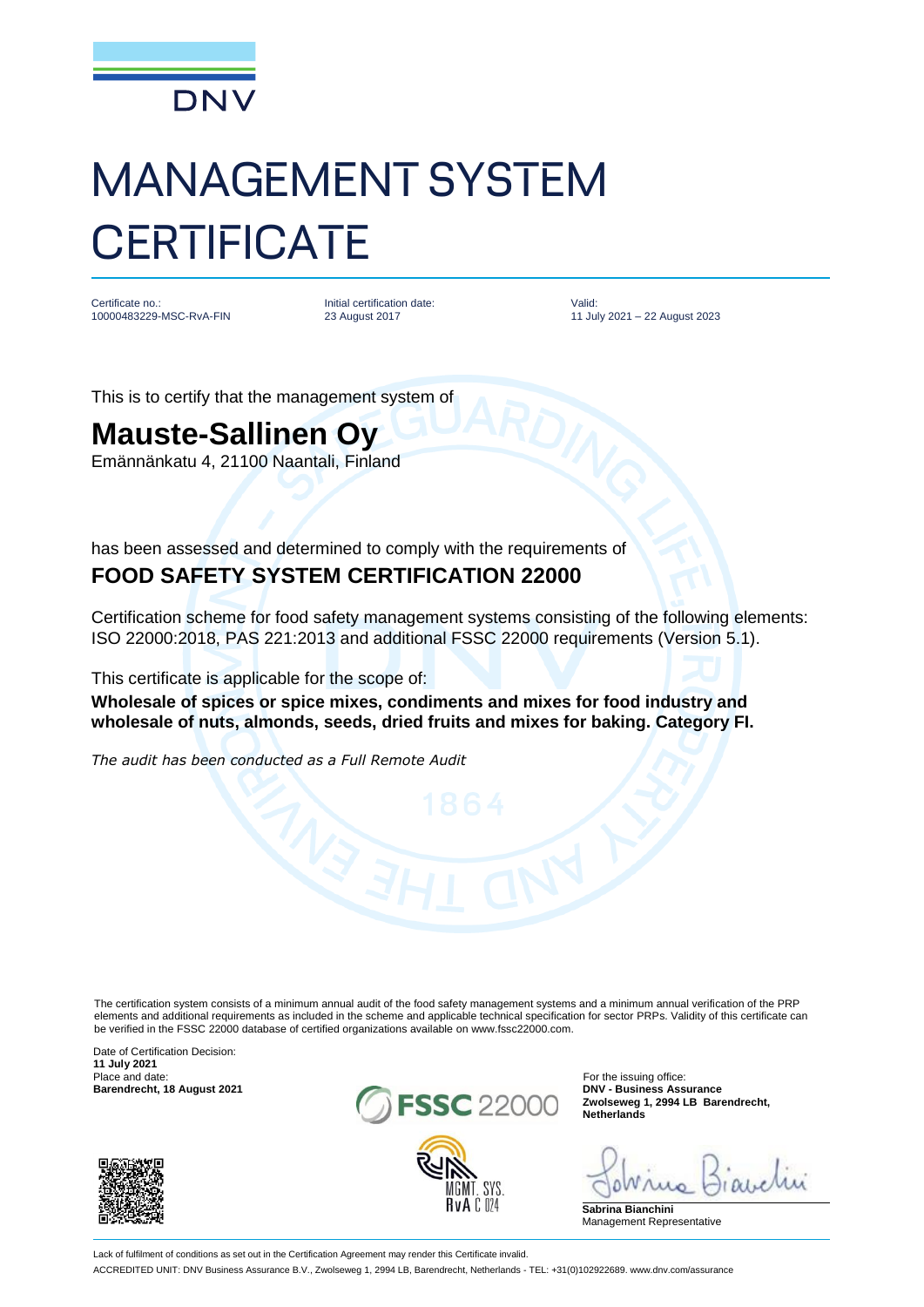DNV

# MANAGEMENT SYSTEM CERTIFICATE

| Certificate no.: | Initial certification date: | Valid: |
|---|---|---|
| 10000483229-MSC-RvA-FIN | 23 August 2017 | 11 July 2021 – 22 August 2023 |

This is to certify that the management system of

## Mauste-Sallinen Oy

Emännänkatu 4, 21100 Naantali, Finland

has been assessed and determined to comply with the requirements of

### FOOD SAFETY SYSTEM CERTIFICATION 22000

Certification scheme for food safety management systems consisting of the following elements: ISO 22000:2018, PAS 221:2013 and additional FSSC 22000 requirements (Version 5.1).

This certificate is applicable for the scope of:

**Wholesale of spices or spice mixes, condiments and mixes for food industry and wholesale of nuts, almonds, seeds, dried fruits and mixes for baking. Category FI.**

*The audit has been conducted as a Full Remote Audit*

The certification system consists of a minimum annual audit of the food safety management systems and a minimum annual verification of the PRP elements and additional requirements as included in the scheme and applicable technical specification for sector PRPs. Validity of this certificate can be verified in the FSSC 22000 database of certified organizations available on www.fssc22000.com.

Date of Certification Decision:
**11 July 2021**
Place and date:
**Barendrecht, 18 August 2021**

FSSC 22000

MGMT. SYS.
RvA C 024

For the issuing office:
**DNV - Business Assurance**
**Zwolseweg 1, 2994 LB Barendrecht, Netherlands**

**Sabrina Bianchini**
Management Representative

Lack of fulfilment of conditions as set out in the Certification Agreement may render this Certificate invalid.

ACCREDITED UNIT: DNV Business Assurance B.V., Zwolseweg 1, 2994 LB, Barendrecht, Netherlands - TEL: +31(0)102922689. www.dnv.com/assurance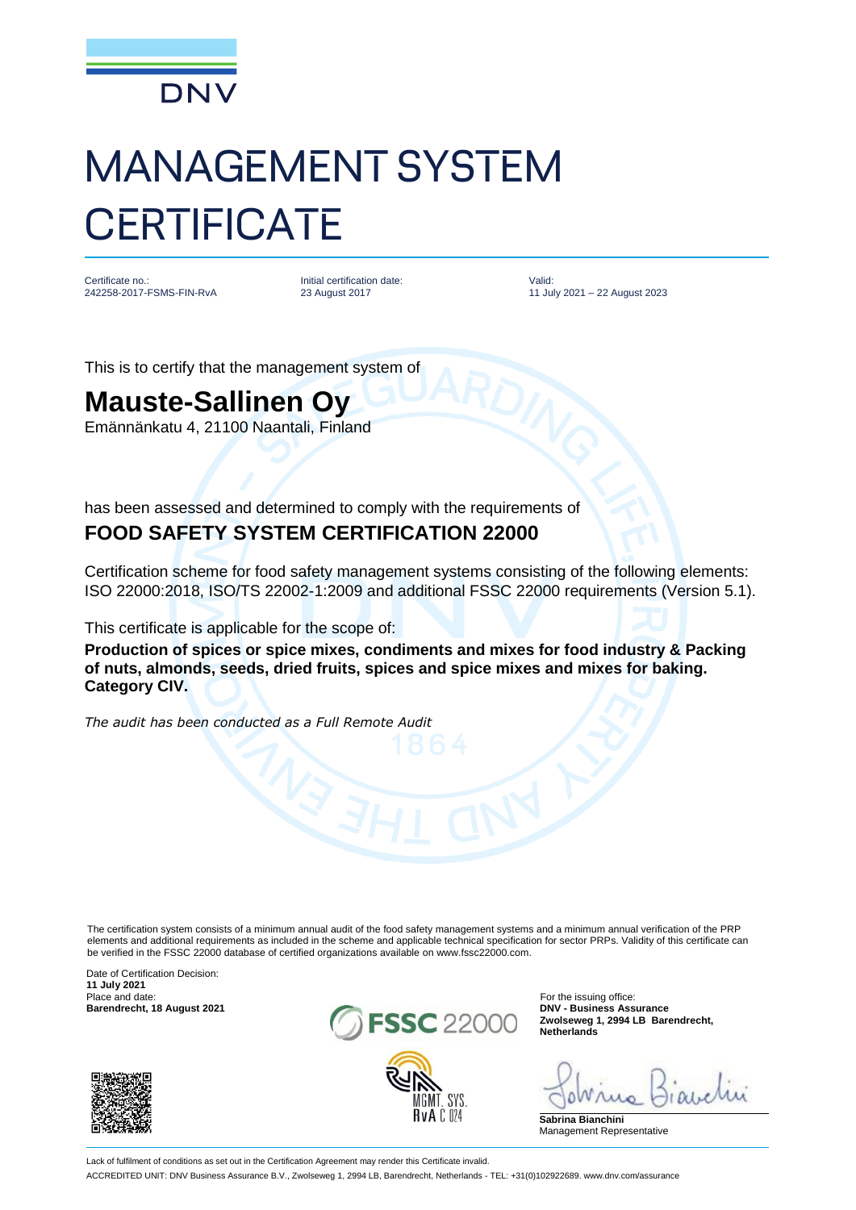DNV

# MANAGEMENT SYSTEM CERTIFICATE

Certificate no.:
242258-2017-FSMS-FIN-RvA

Initial certification date:
23 August 2017

Valid:
11 July 2021 – 22 August 2023

This is to certify that the management system of

## Mauste-Sallinen Oy

Emännänkatu 4, 21100 Naantali, Finland

has been assessed and determined to comply with the requirements of

### FOOD SAFETY SYSTEM CERTIFICATION 22000

Certification scheme for food safety management systems consisting of the following elements: ISO 22000:2018, ISO/TS 22002-1:2009 and additional FSSC 22000 requirements (Version 5.1).

This certificate is applicable for the scope of:

**Production of spices or spice mixes, condiments and mixes for food industry & Packing of nuts, almonds, seeds, dried fruits, spices and spice mixes and mixes for baking. Category CIV.**

*The audit has been conducted as a Full Remote Audit*

The certification system consists of a minimum annual audit of the food safety management systems and a minimum annual verification of the PRP elements and additional requirements as included in the scheme and applicable technical specification for sector PRPs. Validity of this certificate can be verified in the FSSC 22000 database of certified organizations available on www.fssc22000.com.

Date of Certification Decision:
**11 July 2021**
Place and date:
**Barendrecht, 18 August 2021**

For the issuing office:
**DNV - Business Assurance**
**Zwolseweg 1, 2994 LB Barendrecht, Netherlands**

**Sabrina Bianchini**
Management Representative

Lack of fulfilment of conditions as set out in the Certification Agreement may render this Certificate invalid.

ACCREDITED UNIT: DNV Business Assurance B.V., Zwolseweg 1, 2994 LB, Barendrecht, Netherlands - TEL: +31(0)102922689. www.dnv.com/assurance